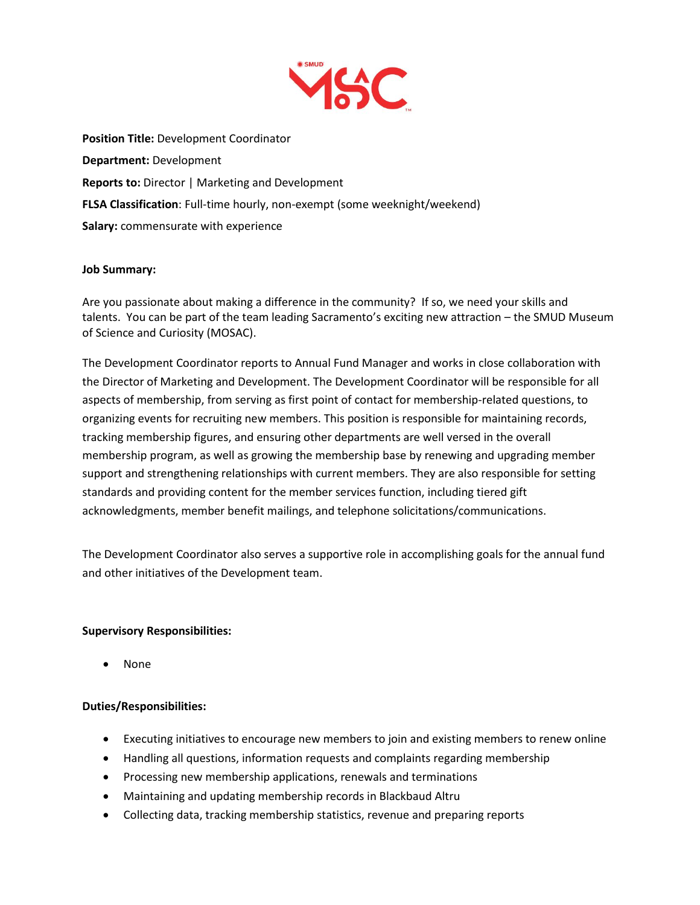**Position Title:** Development Coordinator

**Department:** Development

**Reports to:** Director | Marketing and Development

**FLSA Classification**: Full-time hourly, non-exempt (some weeknight/weekend)

**Salary:** commensurate with experience

**Job Summary:**

Are you passionate about making a difference in the community? If so, we need your skills and talents. You can be part of the team leading Sacramento's exciting new attraction – the SMUD Museum of Science and Curiosity (MOSAC).

The Development Coordinator reports to Annual Fund Manager and works in close collaboration with the Director of Marketing and Development. The Development Coordinator will be responsible for all aspects of membership, from serving as first point of contact for membership-related questions, to organizing events for recruiting new members. This position is responsible for maintaining records, tracking membership figures, and ensuring other departments are well versed in the overall membership program, as well as growing the membership base by renewing and upgrading member support and strengthening relationships with current members. They are also responsible for setting standards and providing content for the member services function, including tiered gift acknowledgments, member benefit mailings, and telephone solicitations/communications.

The Development Coordinator also serves a supportive role in accomplishing goals for the annual fund and other initiatives of the Development team.

**Supervisory Responsibilities:**

- None

**Duties/Responsibilities:**

- Executing initiatives to encourage new members to join and existing members to renew online
- Handling all questions, information requests and complaints regarding membership
- Processing new membership applications, renewals and terminations
- Maintaining and updating membership records in Blackbaud Altru
- Collecting data, tracking membership statistics, revenue and preparing reports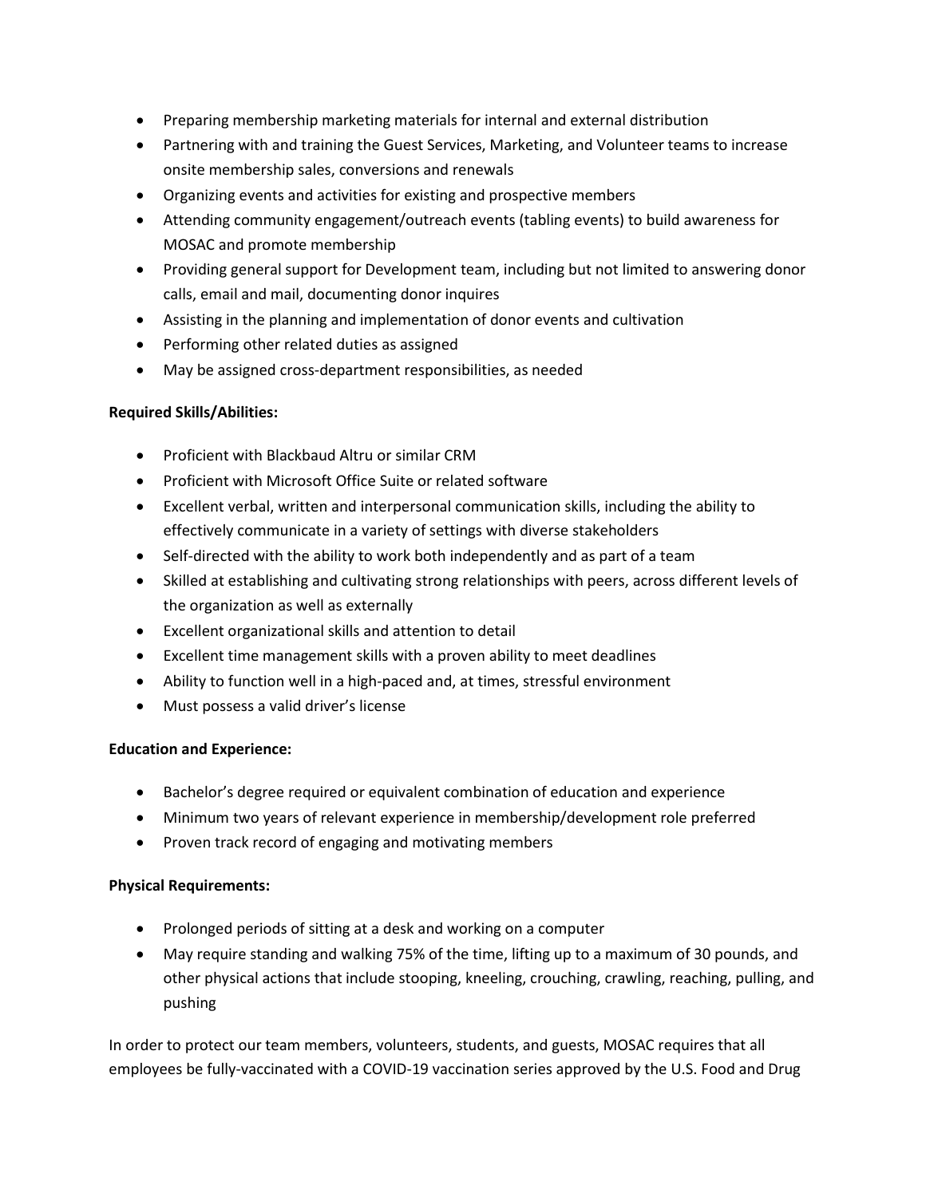- Preparing membership marketing materials for internal and external distribution
- Partnering with and training the Guest Services, Marketing, and Volunteer teams to increase onsite membership sales, conversions and renewals
- Organizing events and activities for existing and prospective members
- Attending community engagement/outreach events (tabling events) to build awareness for MOSAC and promote membership
- Providing general support for Development team, including but not limited to answering donor calls, email and mail, documenting donor inquires
- Assisting in the planning and implementation of donor events and cultivation
- Performing other related duties as assigned
- May be assigned cross-department responsibilities, as needed

**Required Skills/Abilities:**

- Proficient with Blackbaud Altru or similar CRM
- Proficient with Microsoft Office Suite or related software
- Excellent verbal, written and interpersonal communication skills, including the ability to effectively communicate in a variety of settings with diverse stakeholders
- Self-directed with the ability to work both independently and as part of a team
- Skilled at establishing and cultivating strong relationships with peers, across different levels of the organization as well as externally
- Excellent organizational skills and attention to detail
- Excellent time management skills with a proven ability to meet deadlines
- Ability to function well in a high-paced and, at times, stressful environment
- Must possess a valid driver's license

**Education and Experience:**

- Bachelor's degree required or equivalent combination of education and experience
- Minimum two years of relevant experience in membership/development role preferred
- Proven track record of engaging and motivating members

**Physical Requirements:**

- Prolonged periods of sitting at a desk and working on a computer
- May require standing and walking 75% of the time, lifting up to a maximum of 30 pounds, and other physical actions that include stooping, kneeling, crouching, crawling, reaching, pulling, and pushing

In order to protect our team members, volunteers, students, and guests, MOSAC requires that all employees be fully-vaccinated with a COVID-19 vaccination series approved by the U.S. Food and Drug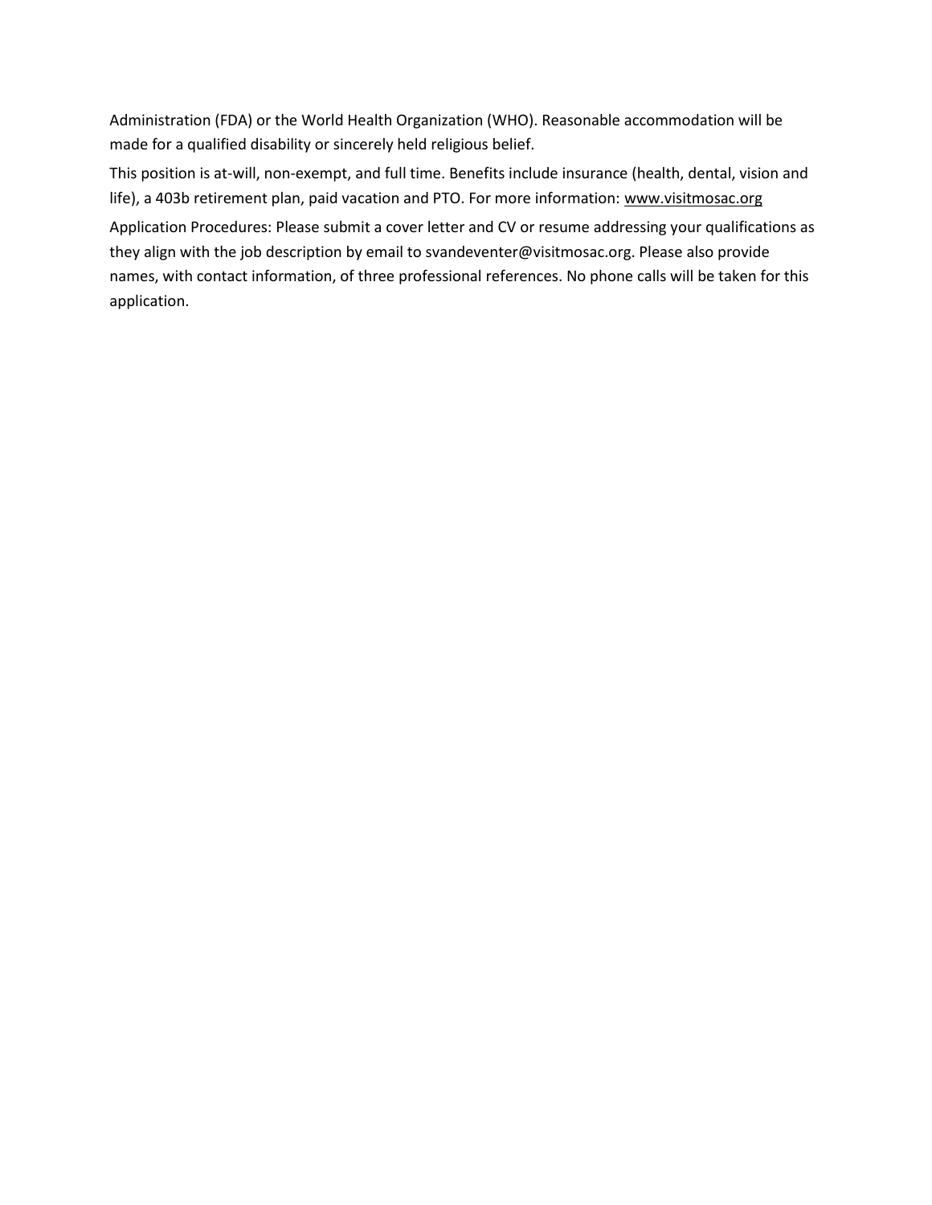Administration (FDA) or the World Health Organization (WHO). Reasonable accommodation will be made for a qualified disability or sincerely held religious belief.

This position is at-will, non-exempt, and full time. Benefits include insurance (health, dental, vision and life), a 403b retirement plan, paid vacation and PTO. For more information: www.visitmosac.org

Application Procedures: Please submit a cover letter and CV or resume addressing your qualifications as they align with the job description by email to svandeventer@visitmosac.org. Please also provide names, with contact information, of three professional references. No phone calls will be taken for this application.